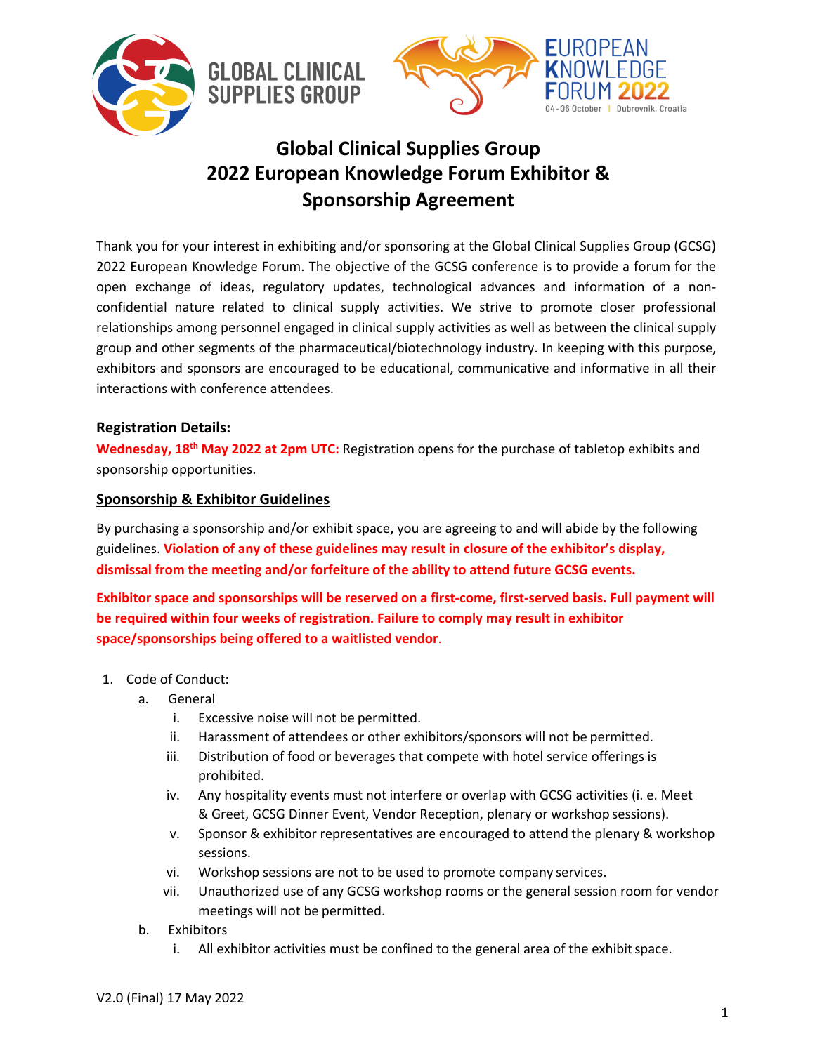# Global Clinical Supplies Group
# 2022 European Knowledge Forum Exhibitor & Sponsorship Agreement

Thank you for your interest in exhibiting and/or sponsoring at the Global Clinical Supplies Group (GCSG) 2022 European Knowledge Forum. The objective of the GCSG conference is to provide a forum for the open exchange of ideas, regulatory updates, technological advances and information of a non-confidential nature related to clinical supply activities. We strive to promote closer professional relationships among personnel engaged in clinical supply activities as well as between the clinical supply group and other segments of the pharmaceutical/biotechnology industry. In keeping with this purpose, exhibitors and sponsors are encouraged to be educational, communicative and informative in all their interactions with conference attendees.

### Registration Details:

**Wednesday, 18th May 2022 at 2pm UTC:** Registration opens for the purchase of tabletop exhibits and sponsorship opportunities.

### Sponsorship & Exhibitor Guidelines

By purchasing a sponsorship and/or exhibit space, you are agreeing to and will abide by the following guidelines. **Violation of any of these guidelines may result in closure of the exhibitor's display, dismissal from the meeting and/or forfeiture of the ability to attend future GCSG events.**

**Exhibitor space and sponsorships will be reserved on a first-come, first-served basis. Full payment will be required within four weeks of registration. Failure to comply may result in exhibitor space/sponsorships being offered to a waitlisted vendor.**

1. Code of Conduct:
   a. General
      i. Excessive noise will not be permitted.
      ii. Harassment of attendees or other exhibitors/sponsors will not be permitted.
      iii. Distribution of food or beverages that compete with hotel service offerings is prohibited.
      iv. Any hospitality events must not interfere or overlap with GCSG activities (i. e. Meet & Greet, GCSG Dinner Event, Vendor Reception, plenary or workshop sessions).
      v. Sponsor & exhibitor representatives are encouraged to attend the plenary & workshop sessions.
      vi. Workshop sessions are not to be used to promote company services.
      vii. Unauthorized use of any GCSG workshop rooms or the general session room for vendor meetings will not be permitted.
   b. Exhibitors
      i. All exhibitor activities must be confined to the general area of the exhibit space.

V2.0 (Final) 17 May 2022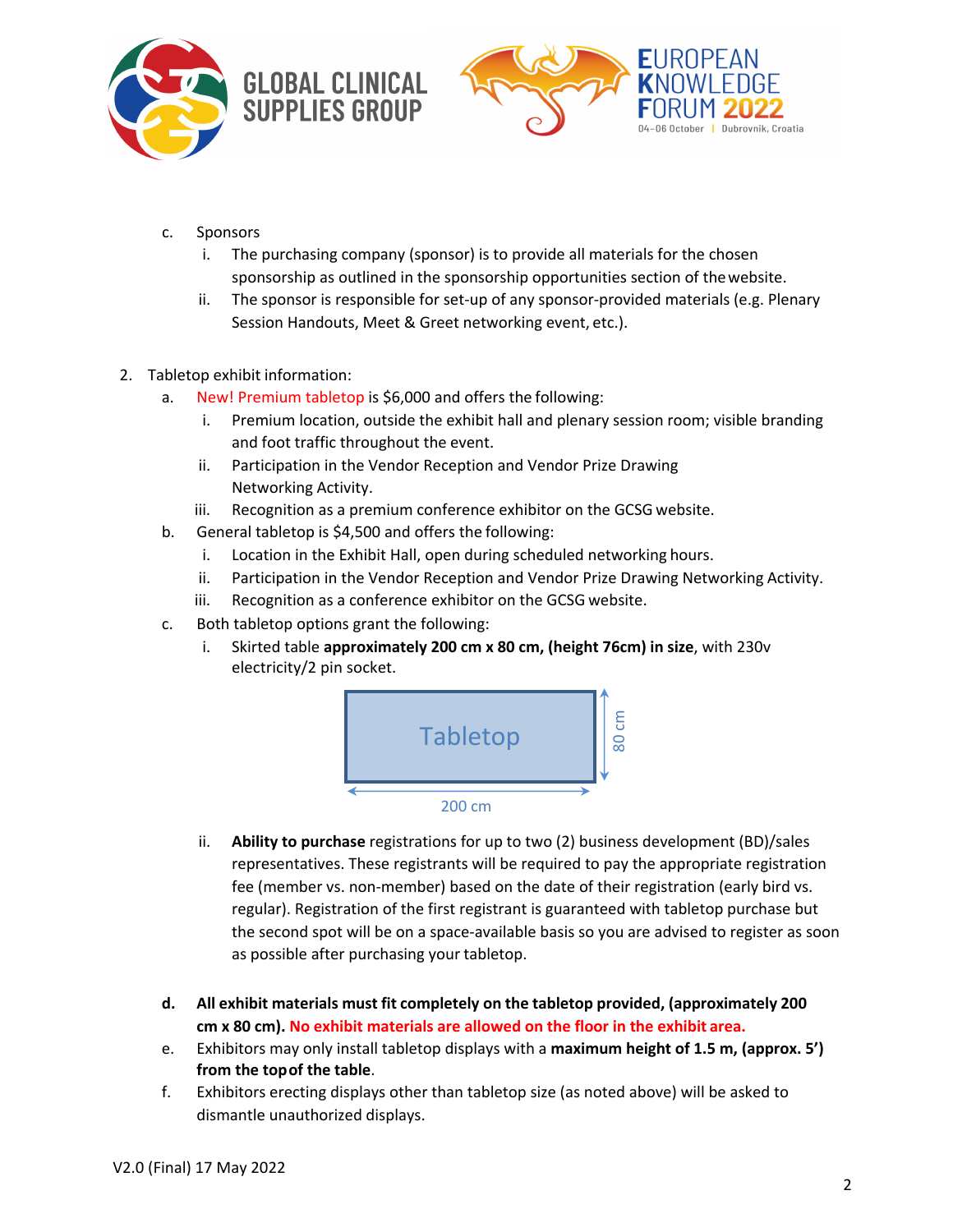c. Sponsors
   i. The purchasing company (sponsor) is to provide all materials for the chosen sponsorship as outlined in the sponsorship opportunities section of the website.
   ii. The sponsor is responsible for set-up of any sponsor-provided materials (e.g. Plenary Session Handouts, Meet & Greet networking event, etc.).

2. Tabletop exhibit information:
   a. New! Premium tabletop is $6,000 and offers the following:
      i. Premium location, outside the exhibit hall and plenary session room; visible branding and foot traffic throughout the event.
      ii. Participation in the Vendor Reception and Vendor Prize Drawing Networking Activity.
      iii. Recognition as a premium conference exhibitor on the GCSG website.
   b. General tabletop is $4,500 and offers the following:
      i. Location in the Exhibit Hall, open during scheduled networking hours.
      ii. Participation in the Vendor Reception and Vendor Prize Drawing Networking Activity.
      iii. Recognition as a conference exhibitor on the GCSG website.
   c. Both tabletop options grant the following:
      i. Skirted table **approximately 200 cm x 80 cm, (height 76cm) in size**, with 230v electricity/2 pin socket.

         Tabletop — 200 cm x 80 cm

      ii. **Ability to purchase** registrations for up to two (2) business development (BD)/sales representatives. These registrants will be required to pay the appropriate registration fee (member vs. non-member) based on the date of their registration (early bird vs. regular). Registration of the first registrant is guaranteed with tabletop purchase but the second spot will be on a space-available basis so you are advised to register as soon as possible after purchasing your tabletop.
   d. **All exhibit materials must fit completely on the tabletop provided, (approximately 200 cm x 80 cm). No exhibit materials are allowed on the floor in the exhibit area.**
   e. Exhibitors may only install tabletop displays with a **maximum height of 1.5 m, (approx. 5') from the top of the table**.
   f. Exhibitors erecting displays other than tabletop size (as noted above) will be asked to dismantle unauthorized displays.

V2.0 (Final) 17 May 2022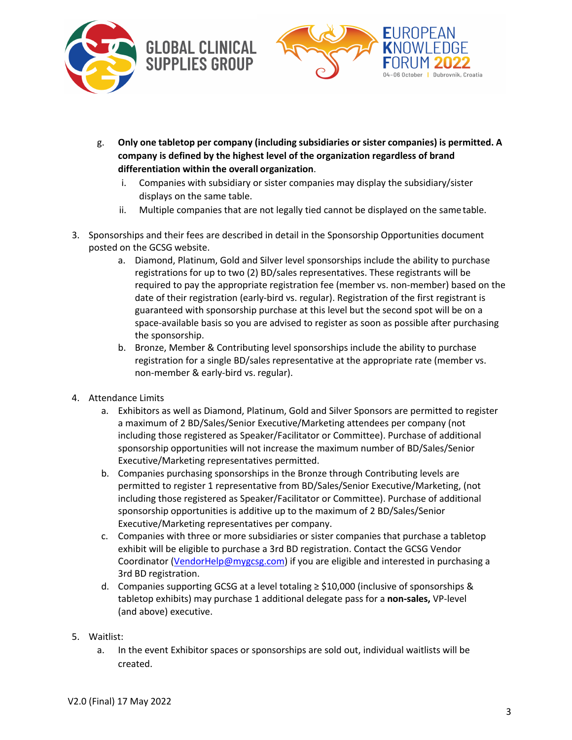g. **Only one tabletop per company (including subsidiaries or sister companies) is permitted. A company is defined by the highest level of the organization regardless of brand differentiation within the overall organization**.
   i. Companies with subsidiary or sister companies may display the subsidiary/sister displays on the same table.
   ii. Multiple companies that are not legally tied cannot be displayed on the same table.

3. Sponsorships and their fees are described in detail in the Sponsorship Opportunities document posted on the GCSG website.
   a. Diamond, Platinum, Gold and Silver level sponsorships include the ability to purchase registrations for up to two (2) BD/sales representatives. These registrants will be required to pay the appropriate registration fee (member vs. non-member) based on the date of their registration (early-bird vs. regular). Registration of the first registrant is guaranteed with sponsorship purchase at this level but the second spot will be on a space-available basis so you are advised to register as soon as possible after purchasing the sponsorship.
   b. Bronze, Member & Contributing level sponsorships include the ability to purchase registration for a single BD/sales representative at the appropriate rate (member vs. non-member & early-bird vs. regular).

4. Attendance Limits
   a. Exhibitors as well as Diamond, Platinum, Gold and Silver Sponsors are permitted to register a maximum of 2 BD/Sales/Senior Executive/Marketing attendees per company (not including those registered as Speaker/Facilitator or Committee). Purchase of additional sponsorship opportunities will not increase the maximum number of BD/Sales/Senior Executive/Marketing representatives permitted.
   b. Companies purchasing sponsorships in the Bronze through Contributing levels are permitted to register 1 representative from BD/Sales/Senior Executive/Marketing, (not including those registered as Speaker/Facilitator or Committee). Purchase of additional sponsorship opportunities is additive up to the maximum of 2 BD/Sales/Senior Executive/Marketing representatives per company.
   c. Companies with three or more subsidiaries or sister companies that purchase a tabletop exhibit will be eligible to purchase a 3rd BD registration. Contact the GCSG Vendor Coordinator (VendorHelp@mygcsg.com) if you are eligible and interested in purchasing a 3rd BD registration.
   d. Companies supporting GCSG at a level totaling ≥ $10,000 (inclusive of sponsorships & tabletop exhibits) may purchase 1 additional delegate pass for a **non-sales,** VP-level (and above) executive.

5. Waitlist:
   a. In the event Exhibitor spaces or sponsorships are sold out, individual waitlists will be created.

V2.0 (Final) 17 May 2022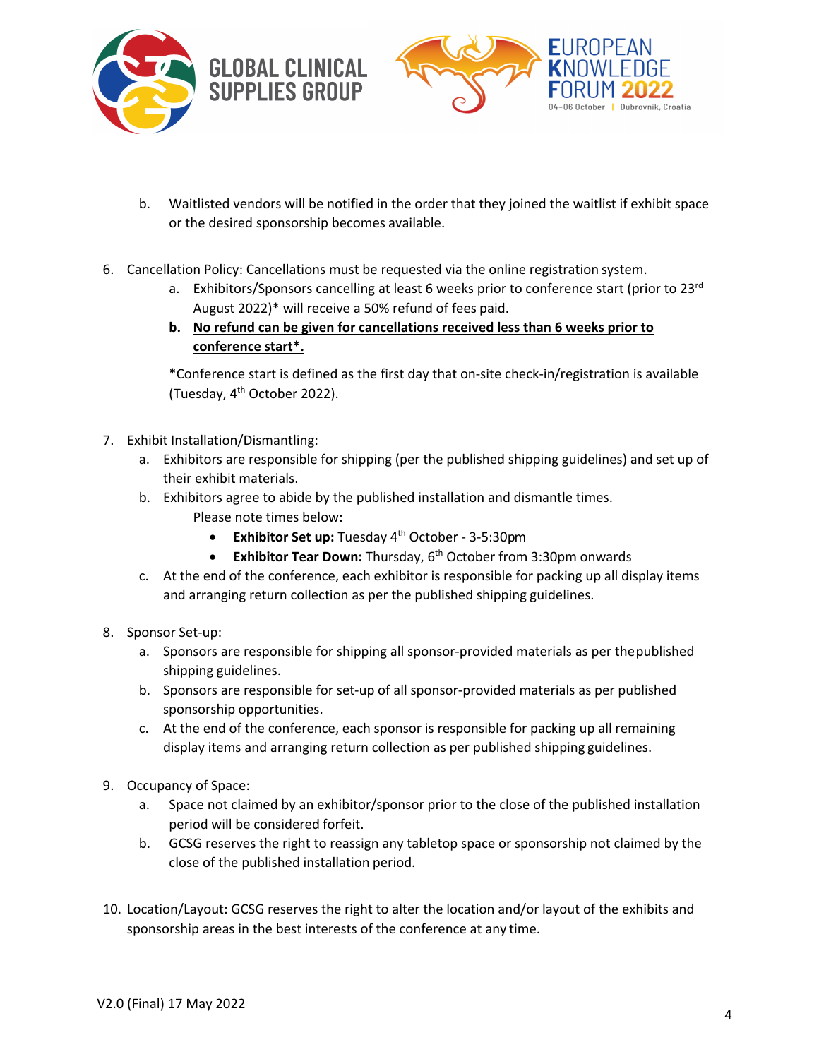b. Waitlisted vendors will be notified in the order that they joined the waitlist if exhibit space or the desired sponsorship becomes available.

6. Cancellation Policy: Cancellations must be requested via the online registration system.
   a. Exhibitors/Sponsors cancelling at least 6 weeks prior to conference start (prior to 23rd August 2022)* will receive a 50% refund of fees paid.
   b. **No refund can be given for cancellations received less than 6 weeks prior to conference start*.**

   *Conference start is defined as the first day that on-site check-in/registration is available (Tuesday, 4th October 2022).

7. Exhibit Installation/Dismantling:
   a. Exhibitors are responsible for shipping (per the published shipping guidelines) and set up of their exhibit materials.
   b. Exhibitors agree to abide by the published installation and dismantle times.
      Please note times below:
      - **Exhibitor Set up:** Tuesday 4th October - 3-5:30pm
      - **Exhibitor Tear Down:** Thursday, 6th October from 3:30pm onwards
   c. At the end of the conference, each exhibitor is responsible for packing up all display items and arranging return collection as per the published shipping guidelines.

8. Sponsor Set-up:
   a. Sponsors are responsible for shipping all sponsor-provided materials as per the published shipping guidelines.
   b. Sponsors are responsible for set-up of all sponsor-provided materials as per published sponsorship opportunities.
   c. At the end of the conference, each sponsor is responsible for packing up all remaining display items and arranging return collection as per published shipping guidelines.

9. Occupancy of Space:
   a. Space not claimed by an exhibitor/sponsor prior to the close of the published installation period will be considered forfeit.
   b. GCSG reserves the right to reassign any tabletop space or sponsorship not claimed by the close of the published installation period.

10. Location/Layout: GCSG reserves the right to alter the location and/or layout of the exhibits and sponsorship areas in the best interests of the conference at any time.

V2.0 (Final) 17 May 2022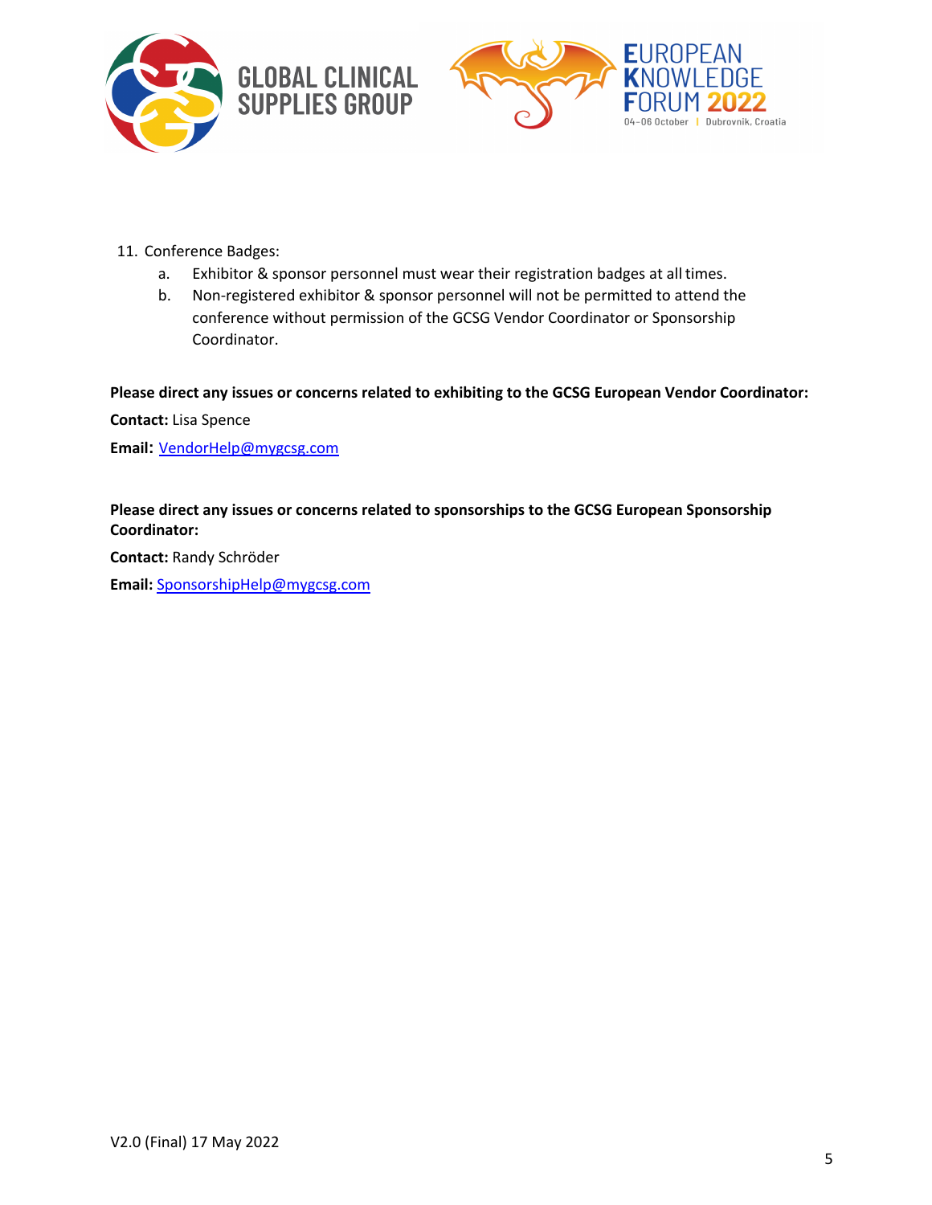11. Conference Badges:
    a. Exhibitor & sponsor personnel must wear their registration badges at all times.
    b. Non-registered exhibitor & sponsor personnel will not be permitted to attend the conference without permission of the GCSG Vendor Coordinator or Sponsorship Coordinator.

**Please direct any issues or concerns related to exhibiting to the GCSG European Vendor Coordinator:**

**Contact:** Lisa Spence

**Email:** VendorHelp@mygcsg.com

**Please direct any issues or concerns related to sponsorships to the GCSG European Sponsorship Coordinator:**

**Contact:** Randy Schröder

**Email:** SponsorshipHelp@mygcsg.com

V2.0 (Final) 17 May 2022